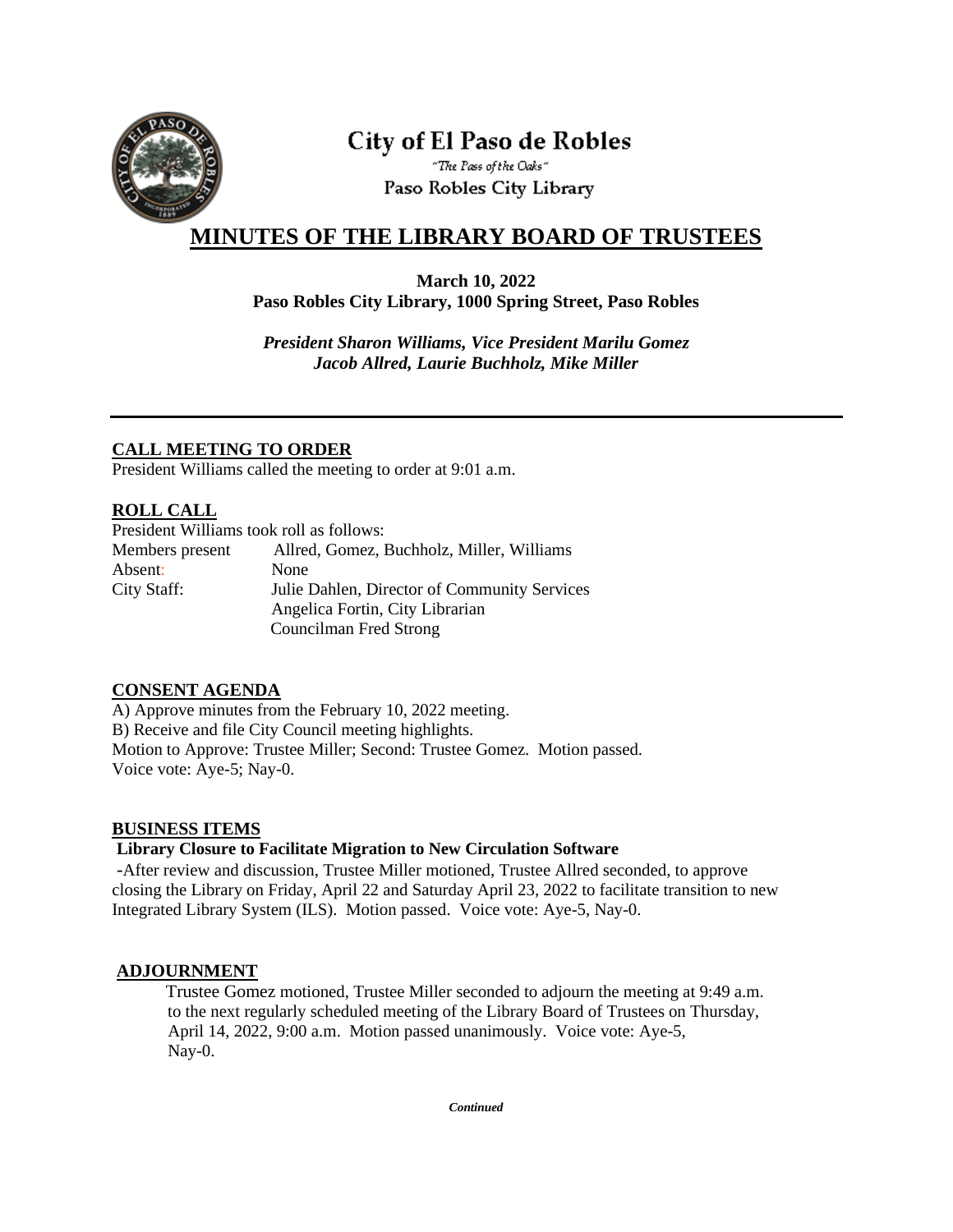City of El Paso de Robles

*"The Pass of the Oaks"*

Paso Robles City Library

# MINUTES OF THE LIBRARY BOARD OF TRUSTEES

**March 10, 2022**
**Paso Robles City Library, 1000 Spring Street, Paso Robles**

***President Sharon Williams, Vice President Marilu Gomez***
***Jacob Allred, Laurie Buchholz, Mike Miller***

---

## CALL MEETING TO ORDER

President Williams called the meeting to order at 9:01 a.m.

## ROLL CALL

President Williams took roll as follows:

| | |
|---|---|
| Members present | Allred, Gomez, Buchholz, Miller, Williams |
| Absent: | None |
| City Staff: | Julie Dahlen, Director of Community Services |
| | Angelica Fortin, City Librarian |
| | Councilman Fred Strong |

## CONSENT AGENDA

A) Approve minutes from the February 10, 2022 meeting.
B) Receive and file City Council meeting highlights.
Motion to Approve: Trustee Miller; Second: Trustee Gomez. Motion passed.
Voice vote: Aye-5; Nay-0.

## BUSINESS ITEMS

**Library Closure to Facilitate Migration to New Circulation Software**

-After review and discussion, Trustee Miller motioned, Trustee Allred seconded, to approve closing the Library on Friday, April 22 and Saturday April 23, 2022 to facilitate transition to new Integrated Library System (ILS). Motion passed. Voice vote: Aye-5, Nay-0.

## ADJOURNMENT

Trustee Gomez motioned, Trustee Miller seconded to adjourn the meeting at 9:49 a.m. to the next regularly scheduled meeting of the Library Board of Trustees on Thursday, April 14, 2022, 9:00 a.m. Motion passed unanimously. Voice vote: Aye-5, Nay-0.

***Continued***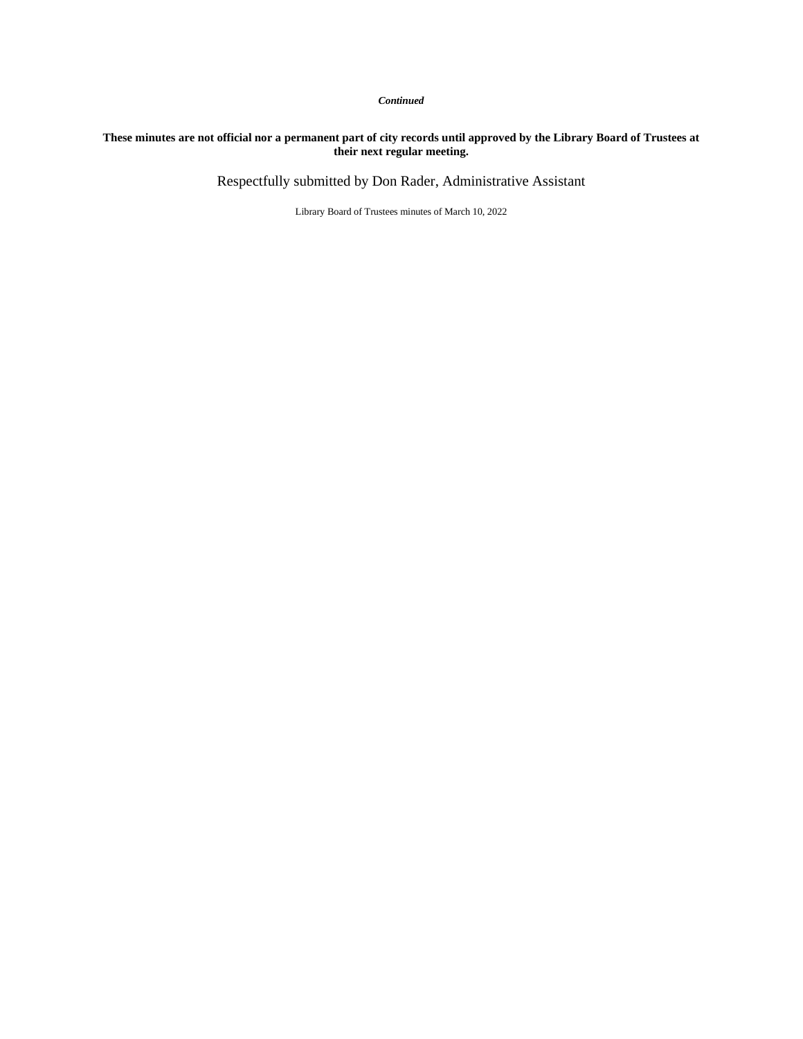***Continued***

**These minutes are not official nor a permanent part of city records until approved by the Library Board of Trustees at their next regular meeting.**

Respectfully submitted by Don Rader, Administrative Assistant

Library Board of Trustees minutes of March 10, 2022